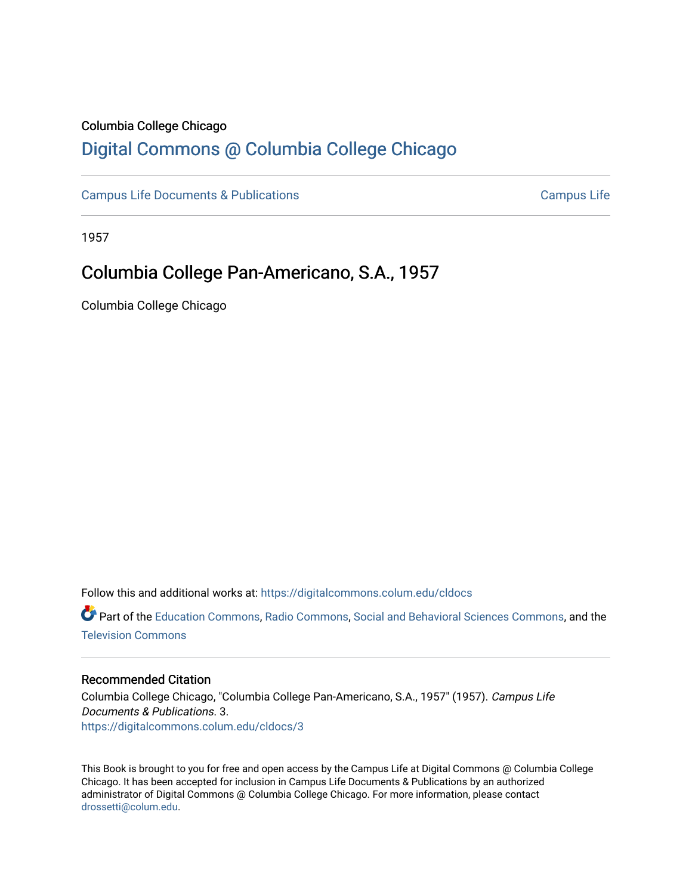Columbia College Chicago

## Digital Commons @ Columbia College Chicago

Campus Life Documents & Publications | Campus Life

1957

# Columbia College Pan-Americano, S.A., 1957

Columbia College Chicago

Follow this and additional works at: https://digitalcommons.colum.edu/cldocs

Part of the Education Commons, Radio Commons, Social and Behavioral Sciences Commons, and the Television Commons

### Recommended Citation

Columbia College Chicago, "Columbia College Pan-Americano, S.A., 1957" (1957). *Campus Life Documents & Publications*. 3.
https://digitalcommons.colum.edu/cldocs/3

This Book is brought to you for free and open access by the Campus Life at Digital Commons @ Columbia College Chicago. It has been accepted for inclusion in Campus Life Documents & Publications by an authorized administrator of Digital Commons @ Columbia College Chicago. For more information, please contact drossetti@colum.edu.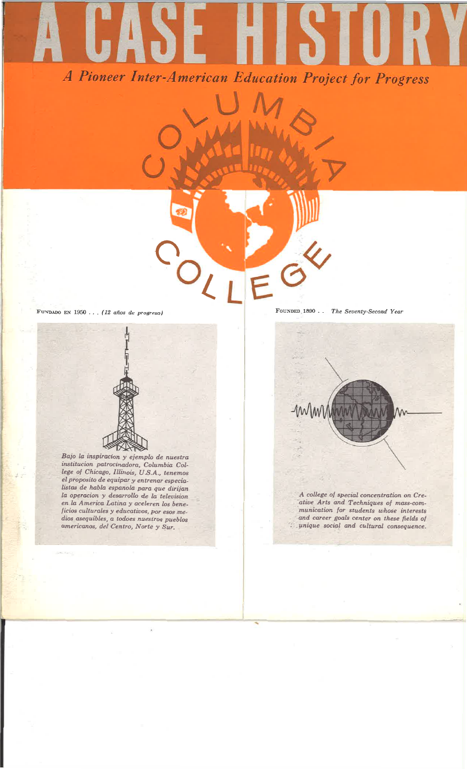# A CASE HISTORY

## *A Pioneer Inter-American Education Project for Progress*

COLUMBIA COLLEGE

FUNDADO EN 1950 . . . *(12 años de progreso)*

*Bajo la inspiracion y ejemplo de nuestra institucion patrocinadora, Columbia College of Chicago, Illinois, U.S.A., tenemos el proposito de equipar y entrenar especialistas de habla espanola para que dirijan la operacion y desarrollo de la television en la America Latina y aceleren los beneficios culturales y educativos, por esos medios asequibles, a todoes nuestros pueblos americanos, del Centro, Norte y Sur.*

FOUNDED 1890 . . *The Seventy-Second Year*

*A college of special concentration on Creative Arts and Techniques of mass-communication for students whose interests and career goals center on these fields of unique social and cultural consequence.*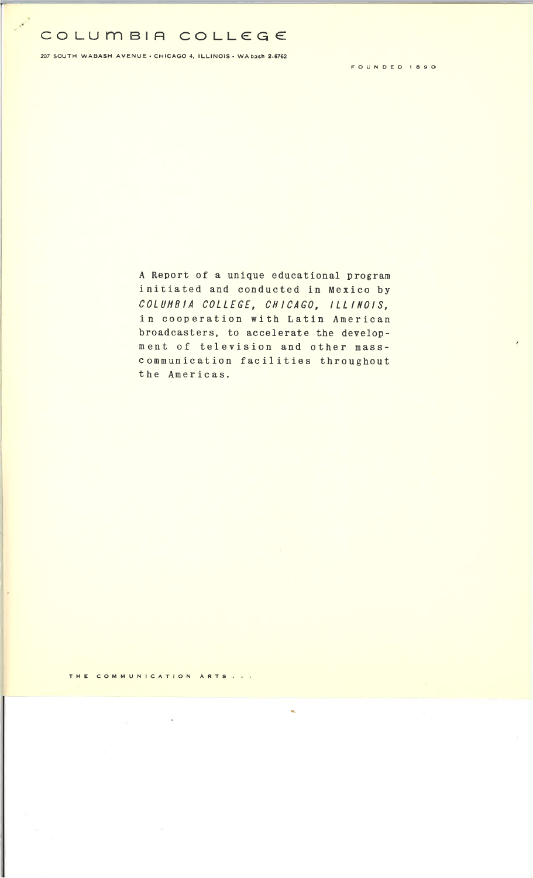# COLUMBIA COLLEGE

207 SOUTH WABASH AVENUE • CHICAGO 4, ILLINOIS • WAbash 2-6762

FOUNDED 1890

A Report of a unique educational program initiated and conducted in Mexico by *COLUMBIA COLLEGE, CHICAGO, ILLINOIS*, in cooperation with Latin American broadcasters, to accelerate the development of television and other mass-communication facilities throughout the Americas.

THE COMMUNICATION ARTS . . .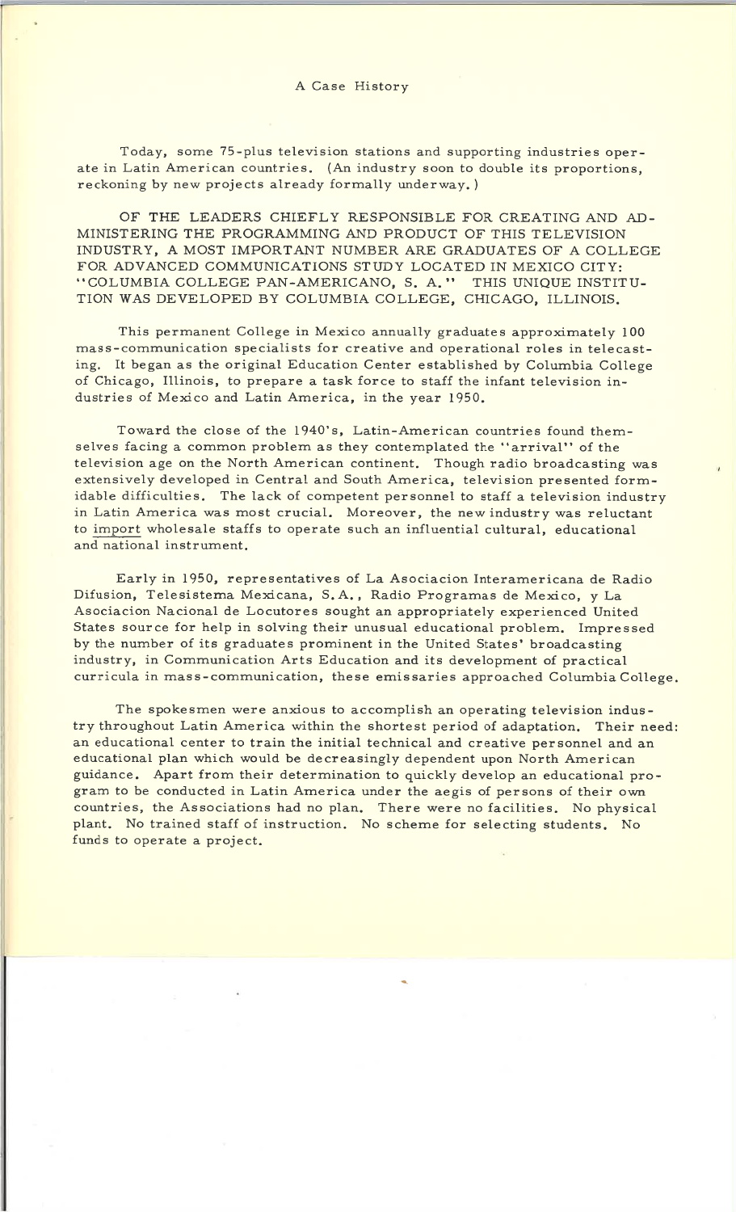## A Case History

Today, some 75-plus television stations and supporting industries operate in Latin American countries. (An industry soon to double its proportions, reckoning by new projects already formally underway.)

OF THE LEADERS CHIEFLY RESPONSIBLE FOR CREATING AND ADMINISTERING THE PROGRAMMING AND PRODUCT OF THIS TELEVISION INDUSTRY, A MOST IMPORTANT NUMBER ARE GRADUATES OF A COLLEGE FOR ADVANCED COMMUNICATIONS STUDY LOCATED IN MEXICO CITY: "COLUMBIA COLLEGE PAN-AMERICANO, S. A." THIS UNIQUE INSTITUTION WAS DEVELOPED BY COLUMBIA COLLEGE, CHICAGO, ILLINOIS.

This permanent College in Mexico annually graduates approximately 100 mass-communication specialists for creative and operational roles in telecasting. It began as the original Education Center established by Columbia College of Chicago, Illinois, to prepare a task force to staff the infant television industries of Mexico and Latin America, in the year 1950.

Toward the close of the 1940's, Latin-American countries found themselves facing a common problem as they contemplated the "arrival" of the television age on the North American continent. Though radio broadcasting was extensively developed in Central and South America, television presented formidable difficulties. The lack of competent personnel to staff a television industry in Latin America was most crucial. Moreover, the new industry was reluctant to import wholesale staffs to operate such an influential cultural, educational and national instrument.

Early in 1950, representatives of La Asociacion Interamericana de Radio Difusion, Telesistema Mexicana, S.A., Radio Programas de Mexico, y La Asociacion Nacional de Locutores sought an appropriately experienced United States source for help in solving their unusual educational problem. Impressed by the number of its graduates prominent in the United States' broadcasting industry, in Communication Arts Education and its development of practical curricula in mass-communication, these emissaries approached Columbia College.

The spokesmen were anxious to accomplish an operating television industry throughout Latin America within the shortest period of adaptation. Their need: an educational center to train the initial technical and creative personnel and an educational plan which would be decreasingly dependent upon North American guidance. Apart from their determination to quickly develop an educational program to be conducted in Latin America under the aegis of persons of their own countries, the Associations had no plan. There were no facilities. No physical plant. No trained staff of instruction. No scheme for selecting students. No funds to operate a project.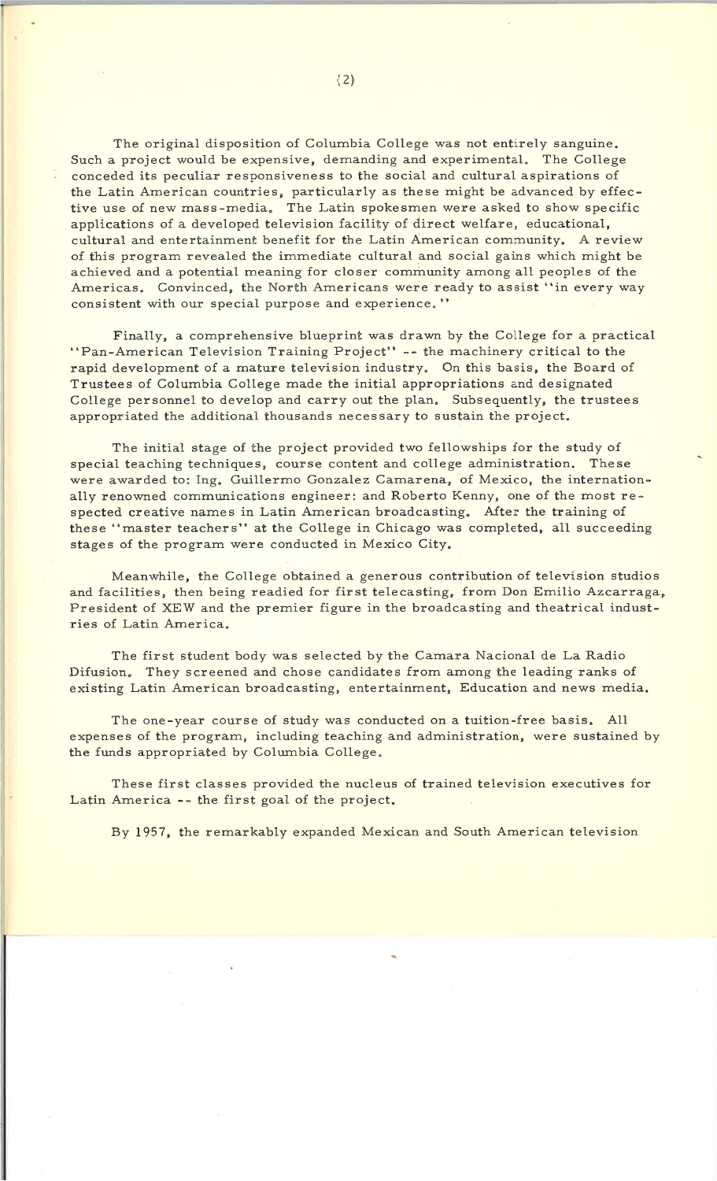The original disposition of Columbia College was not entirely sanguine. Such a project would be expensive, demanding and experimental. The College conceded its peculiar responsiveness to the social and cultural aspirations of the Latin American countries, particularly as these might be advanced by effective use of new mass-media. The Latin spokesmen were asked to show specific applications of a developed television facility of direct welfare, educational, cultural and entertainment benefit for the Latin American community. A review of this program revealed the immediate cultural and social gains which might be achieved and a potential meaning for closer community among all peoples of the Americas. Convinced, the North Americans were ready to assist "in every way consistent with our special purpose and experience."

Finally, a comprehensive blueprint was drawn by the College for a practical "Pan-American Television Training Project" -- the machinery critical to the rapid development of a mature television industry. On this basis, the Board of Trustees of Columbia College made the initial appropriations and designated College personnel to develop and carry out the plan. Subsequently, the trustees appropriated the additional thousands necessary to sustain the project.

The initial stage of the project provided two fellowships for the study of special teaching techniques, course content and college administration. These were awarded to: Ing. Guillermo Gonzalez Camarena, of Mexico, the internationally renowned communications engineer: and Roberto Kenny, one of the most respected creative names in Latin American broadcasting. After the training of these "master teachers" at the College in Chicago was completed, all succeeding stages of the program were conducted in Mexico City.

Meanwhile, the College obtained a generous contribution of television studios and facilities, then being readied for first telecasting, from Don Emilio Azcarraga, President of XEW and the premier figure in the broadcasting and theatrical industries of Latin America.

The first student body was selected by the Camara Nacional de La Radio Difusion. They screened and chose candidates from among the leading ranks of existing Latin American broadcasting, entertainment, Education and news media.

The one-year course of study was conducted on a tuition-free basis. All expenses of the program, including teaching and administration, were sustained by the funds appropriated by Columbia College.

These first classes provided the nucleus of trained television executives for Latin America -- the first goal of the project.

By 1957, the remarkably expanded Mexican and South American television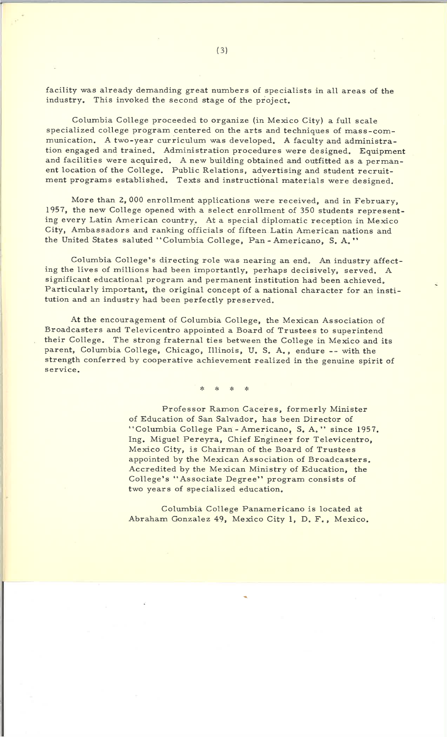facility was already demanding great numbers of specialists in all areas of the industry. This invoked the second stage of the project.

Columbia College proceeded to organize (in Mexico City) a full scale specialized college program centered on the arts and techniques of mass-communication. A two-year curriculum was developed. A faculty and administration engaged and trained. Administration procedures were designed. Equipment and facilities were acquired. A new building obtained and outfitted as a permanent location of the College. Public Relations, advertising and student recruitment programs established. Texts and instructional materials were designed.

More than 2,000 enrollment applications were received, and in February, 1957, the new College opened with a select enrollment of 350 students representing every Latin American country. At a special diplomatic reception in Mexico City, Ambassadors and ranking officials of fifteen Latin American nations and the United States saluted "Columbia College, Pan-Americano, S. A."

Columbia College's directing role was nearing an end. An industry affecting the lives of millions had been importantly, perhaps decisively, served. A significant educational program and permanent institution had been achieved. Particularly important, the original concept of a national character for an institution and an industry had been perfectly preserved.

At the encouragement of Columbia College, the Mexican Association of Broadcasters and Televicentro appointed a Board of Trustees to superintend their College. The strong fraternal ties between the College in Mexico and its parent, Columbia College, Chicago, Illinois, U. S. A., endure -- with the strength conferred by cooperative achievement realized in the genuine spirit of service.

\* \* \* \*

Professor Ramon Caceres, formerly Minister of Education of San Salvador, has been Director of "Columbia College Pan-Americano, S. A." since 1957. Ing. Miguel Pereyra, Chief Engineer for Televicentro, Mexico City, is Chairman of the Board of Trustees appointed by the Mexican Association of Broadcasters. Accredited by the Mexican Ministry of Education, the College's "Associate Degree" program consists of two years of specialized education.

Columbia College Panamericano is located at Abraham Gonzalez 49, Mexico City 1, D. F., Mexico.